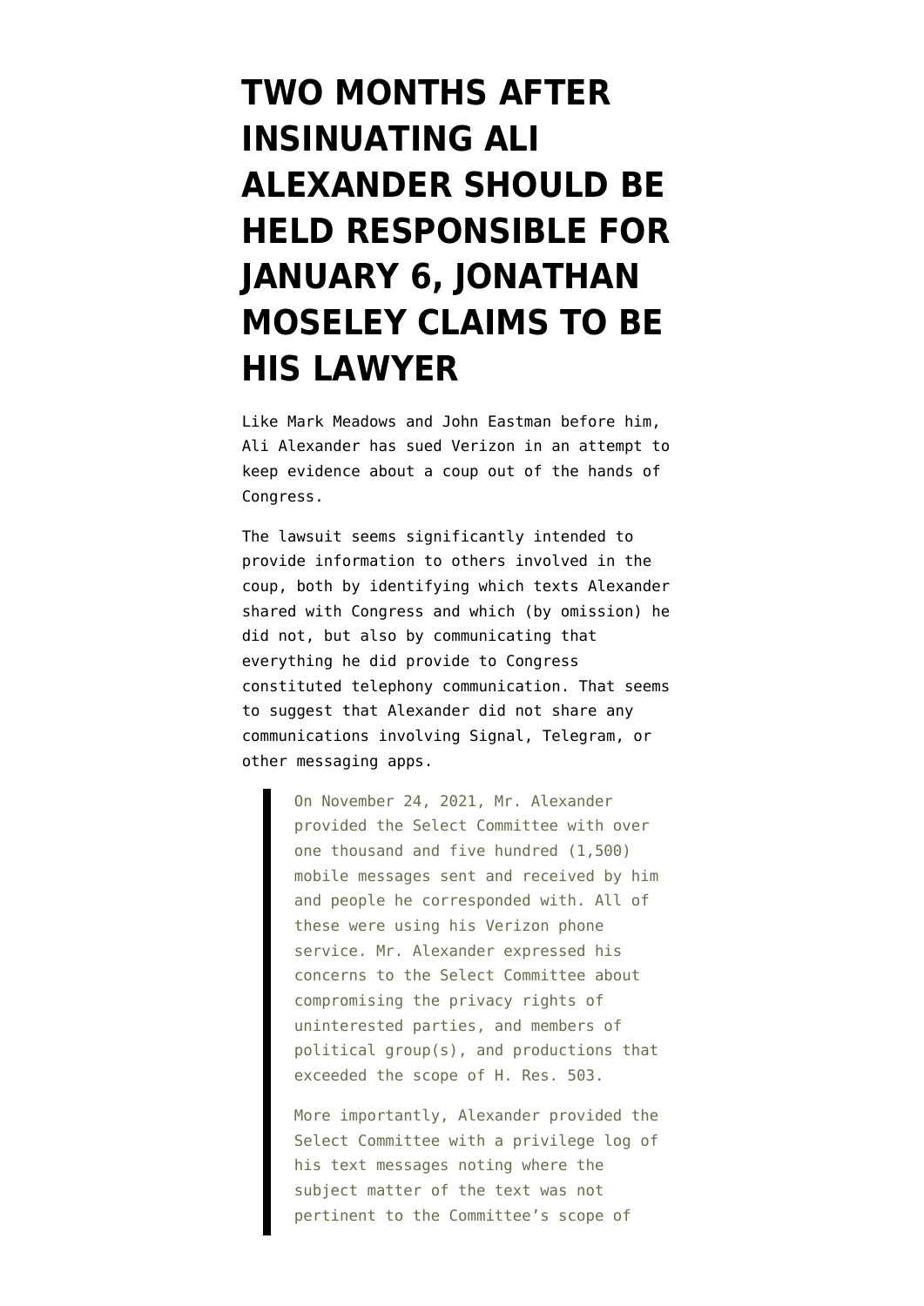# TWO MONTHS AFTER INSINUATING ALI ALEXANDER SHOULD BE HELD RESPONSIBLE FOR JANUARY 6, JONATHAN MOSELEY CLAIMS TO BE HIS LAWYER

Like Mark Meadows and John Eastman before him, Ali Alexander has sued Verizon in an attempt to keep evidence about a coup out of the hands of Congress.

The lawsuit seems significantly intended to provide information to others involved in the coup, both by identifying which texts Alexander shared with Congress and which (by omission) he did not, but also by communicating that everything he did provide to Congress constituted telephony communication. That seems to suggest that Alexander did not share any communications involving Signal, Telegram, or other messaging apps.

> On November 24, 2021, Mr. Alexander provided the Select Committee with over one thousand and five hundred (1,500) mobile messages sent and received by him and people he corresponded with. All of these were using his Verizon phone service. Mr. Alexander expressed his concerns to the Select Committee about compromising the privacy rights of uninterested parties, and members of political group(s), and productions that exceeded the scope of H. Res. 503.
>
> More importantly, Alexander provided the Select Committee with a privilege log of his text messages noting where the subject matter of the text was not pertinent to the Committee's scope of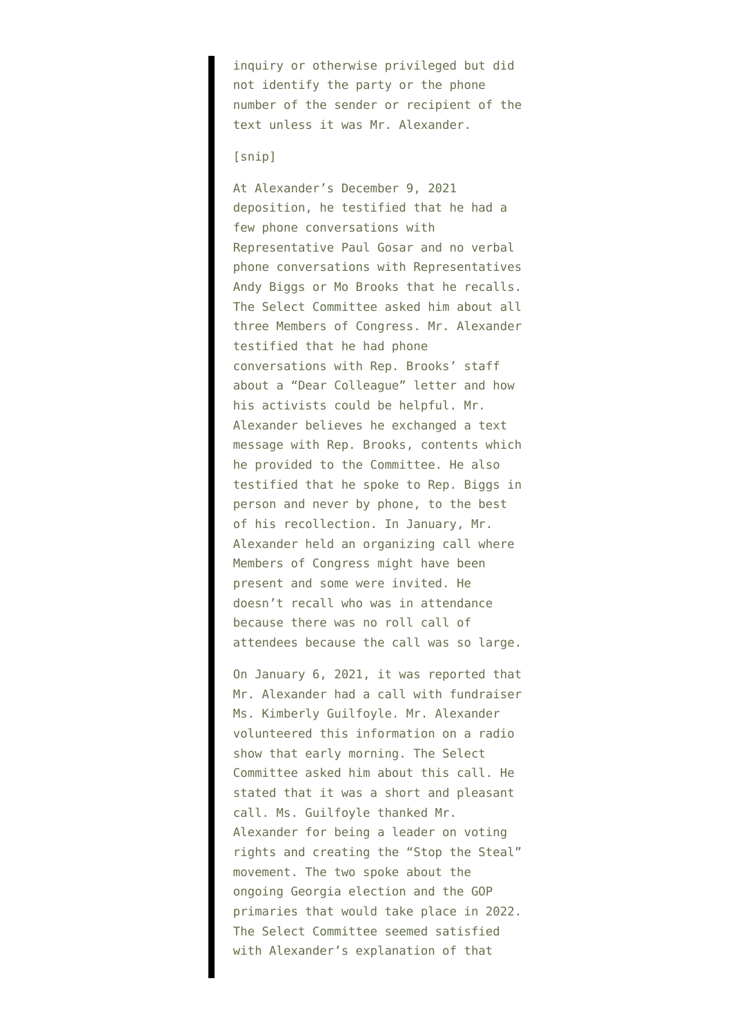> inquiry or otherwise privileged but did not identify the party or the phone number of the sender or recipient of the text unless it was Mr. Alexander.
>
> [snip]
>
> At Alexander's December 9, 2021 deposition, he testified that he had a few phone conversations with Representative Paul Gosar and no verbal phone conversations with Representatives Andy Biggs or Mo Brooks that he recalls. The Select Committee asked him about all three Members of Congress. Mr. Alexander testified that he had phone conversations with Rep. Brooks' staff about a "Dear Colleague" letter and how his activists could be helpful. Mr. Alexander believes he exchanged a text message with Rep. Brooks, contents which he provided to the Committee. He also testified that he spoke to Rep. Biggs in person and never by phone, to the best of his recollection. In January, Mr. Alexander held an organizing call where Members of Congress might have been present and some were invited. He doesn't recall who was in attendance because there was no roll call of attendees because the call was so large.
>
> On January 6, 2021, it was reported that Mr. Alexander had a call with fundraiser Ms. Kimberly Guilfoyle. Mr. Alexander volunteered this information on a radio show that early morning. The Select Committee asked him about this call. He stated that it was a short and pleasant call. Ms. Guilfoyle thanked Mr. Alexander for being a leader on voting rights and creating the "Stop the Steal" movement. The two spoke about the ongoing Georgia election and the GOP primaries that would take place in 2022. The Select Committee seemed satisfied with Alexander's explanation of that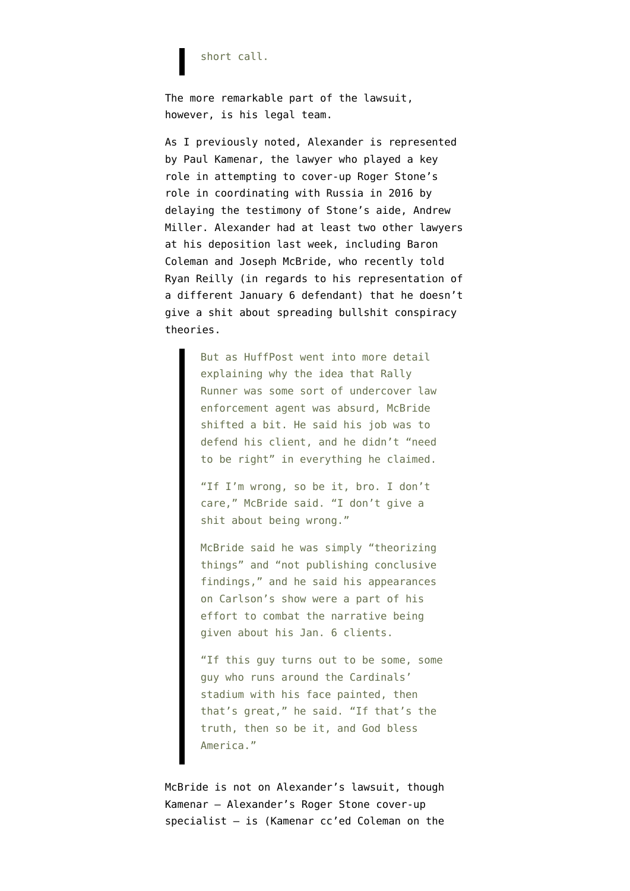> short call.

The more remarkable part of the lawsuit, however, is his legal team.

As I previously noted, Alexander is represented by Paul Kamenar, the lawyer who played a key role in attempting to cover-up Roger Stone's role in coordinating with Russia in 2016 by delaying the testimony of Stone's aide, Andrew Miller. Alexander had at least two other lawyers at his deposition last week, including Baron Coleman and Joseph McBride, who recently told Ryan Reilly (in regards to his representation of a different January 6 defendant) that he doesn't give a shit about spreading bullshit conspiracy theories.

> But as HuffPost went into more detail explaining why the idea that Rally Runner was some sort of undercover law enforcement agent was absurd, McBride shifted a bit. He said his job was to defend his client, and he didn't "need to be right" in everything he claimed.
>
> "If I'm wrong, so be it, bro. I don't care," McBride said. "I don't give a shit about being wrong."
>
> McBride said he was simply "theorizing things" and "not publishing conclusive findings," and he said his appearances on Carlson's show were a part of his effort to combat the narrative being given about his Jan. 6 clients.
>
> "If this guy turns out to be some, some guy who runs around the Cardinals' stadium with his face painted, then that's great," he said. "If that's the truth, then so be it, and God bless America."

McBride is not on Alexander's lawsuit, though Kamenar — Alexander's Roger Stone cover-up specialist — is (Kamenar cc'ed Coleman on the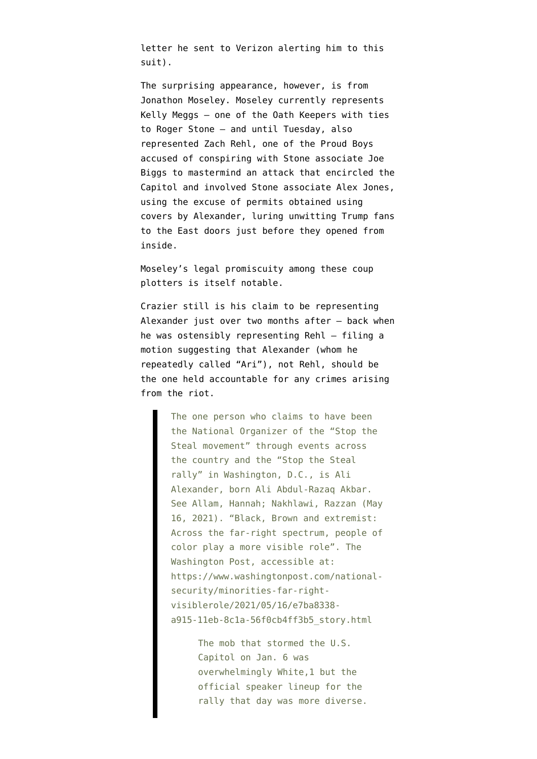letter he sent to Verizon alerting him to this suit).

The surprising appearance, however, is from Jonathon Moseley. Moseley currently represents Kelly Meggs — one of the Oath Keepers with ties to Roger Stone — and until Tuesday, also represented Zach Rehl, one of the Proud Boys accused of conspiring with Stone associate Joe Biggs to mastermind an attack that encircled the Capitol and involved Stone associate Alex Jones, using the excuse of permits obtained using covers by Alexander, luring unwitting Trump fans to the East doors just before they opened from inside.

Moseley's legal promiscuity among these coup plotters is itself notable.

Crazier still is his claim to be representing Alexander just over two months after — back when he was ostensibly representing Rehl — filing a motion suggesting that Alexander (whom he repeatedly called "Ari"), not Rehl, should be the one held accountable for any crimes arising from the riot.

> The one person who claims to have been the National Organizer of the "Stop the Steal movement" through events across the country and the "Stop the Steal rally" in Washington, D.C., is Ali Alexander, born Ali Abdul-Razaq Akbar. See Allam, Hannah; Nakhlawi, Razzan (May 16, 2021). "Black, Brown and extremist: Across the far-right spectrum, people of color play a more visible role". The Washington Post, accessible at: https://www.washingtonpost.com/national-security/minorities-far-right-visiblerole/2021/05/16/e7ba8338-a915-11eb-8c1a-56f0cb4ff3b5_story.html
>
> > The mob that stormed the U.S. Capitol on Jan. 6 was overwhelmingly White,1 but the official speaker lineup for the rally that day was more diverse.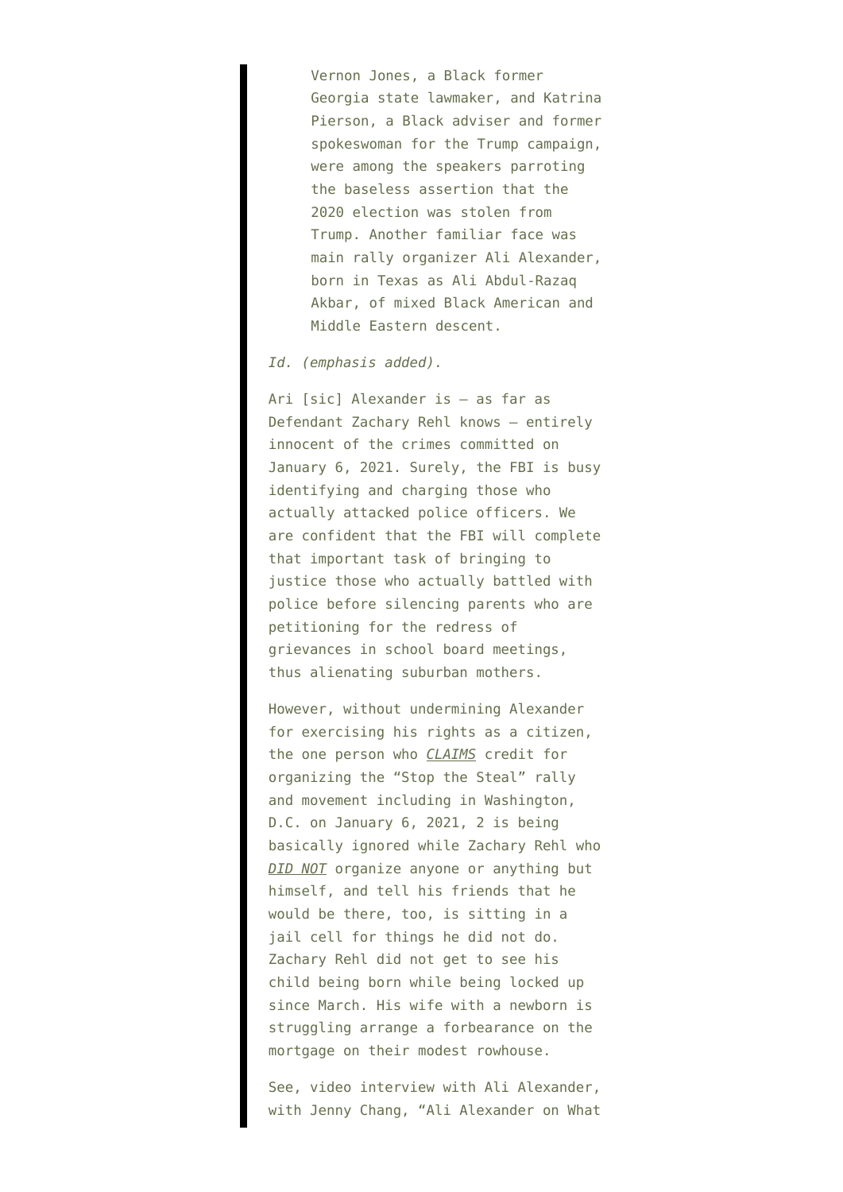> Vernon Jones, a Black former Georgia state lawmaker, and Katrina Pierson, a Black adviser and former spokeswoman for the Trump campaign, were among the speakers parroting the baseless assertion that the 2020 election was stolen from Trump. Another familiar face was main rally organizer Ali Alexander, born in Texas as Ali Abdul-Razaq Akbar, of mixed Black American and Middle Eastern descent.
>
> *Id. (emphasis added).*
>
> Ari [sic] Alexander is — as far as Defendant Zachary Rehl knows — entirely innocent of the crimes committed on January 6, 2021. Surely, the FBI is busy identifying and charging those who actually attacked police officers. We are confident that the FBI will complete that important task of bringing to justice those who actually battled with police before silencing parents who are petitioning for the redress of grievances in school board meetings, thus alienating suburban mothers.
>
> However, without undermining Alexander for exercising his rights as a citizen, the one person who ***CLAIMS*** credit for organizing the "Stop the Steal" rally and movement including in Washington, D.C. on January 6, 2021, 2 is being basically ignored while Zachary Rehl who ***DID NOT*** organize anyone or anything but himself, and tell his friends that he would be there, too, is sitting in a jail cell for things he did not do. Zachary Rehl did not get to see his child being born while being locked up since March. His wife with a newborn is struggling arrange a forbearance on the mortgage on their modest rowhouse.
>
> See, video interview with Ali Alexander, with Jenny Chang, "Ali Alexander on What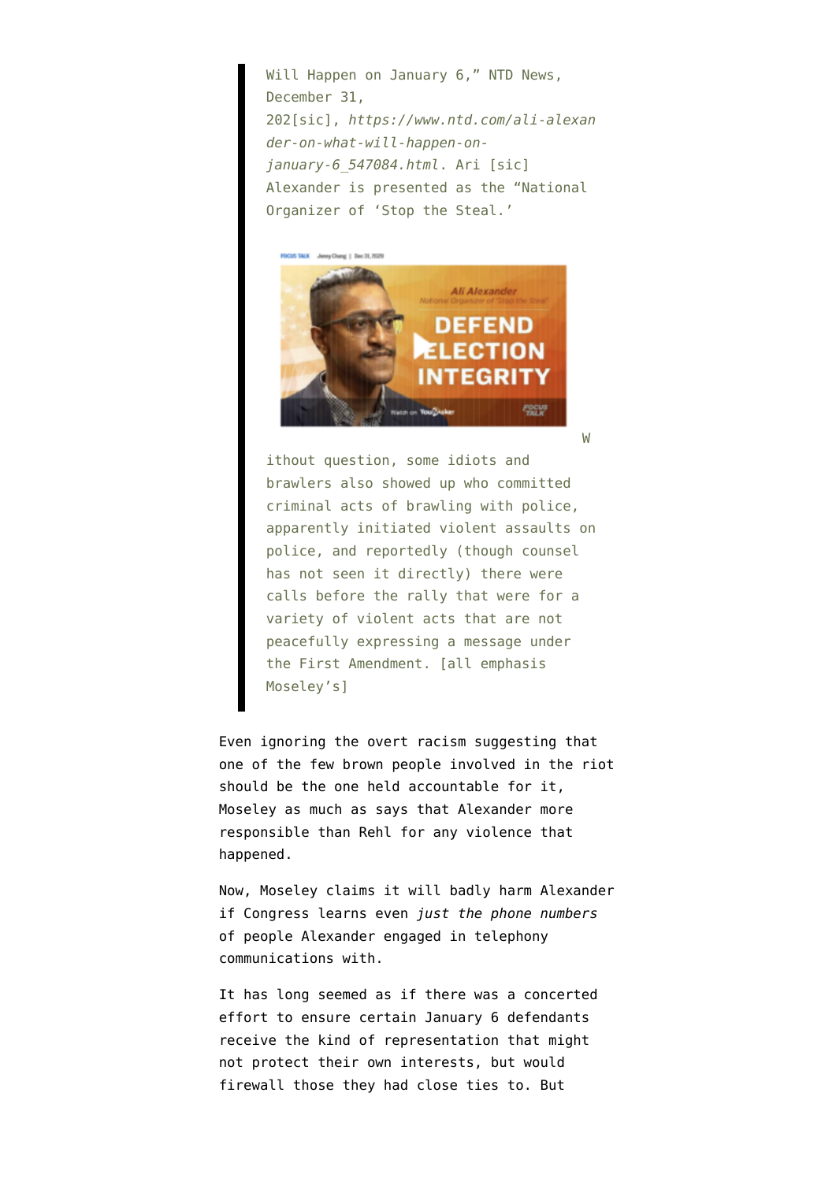> Will Happen on January 6," NTD News, December 31, 202[sic], *https://www.ntd.com/ali-alexander-on-what-will-happen-on-january-6_547084.html*. Ari [sic] Alexander is presented as the "National Organizer of 'Stop the Steal.'
>
> FOCUS TALK Jenny Chang | Dec 31, 2020
>
> Ali Alexander
> National Organizer of 'Stop the Steal'
> DEFEND ELECTION INTEGRITY
> Watch on YouMaker
> FOCUS TALK
>
> Without question, some idiots and brawlers also showed up who committed criminal acts of brawling with police, apparently initiated violent assaults on police, and reportedly (though counsel has not seen it directly) there were calls before the rally that were for a variety of violent acts that are not peacefully expressing a message under the First Amendment. [all emphasis Moseley's]

Even ignoring the overt racism suggesting that one of the few brown people involved in the riot should be the one held accountable for it, Moseley as much as says that Alexander more responsible than Rehl for any violence that happened.

Now, Moseley claims it will badly harm Alexander if Congress learns even *just the phone numbers* of people Alexander engaged in telephony communications with.

It has long seemed as if there was a concerted effort to ensure certain January 6 defendants receive the kind of representation that might not protect their own interests, but would firewall those they had close ties to. But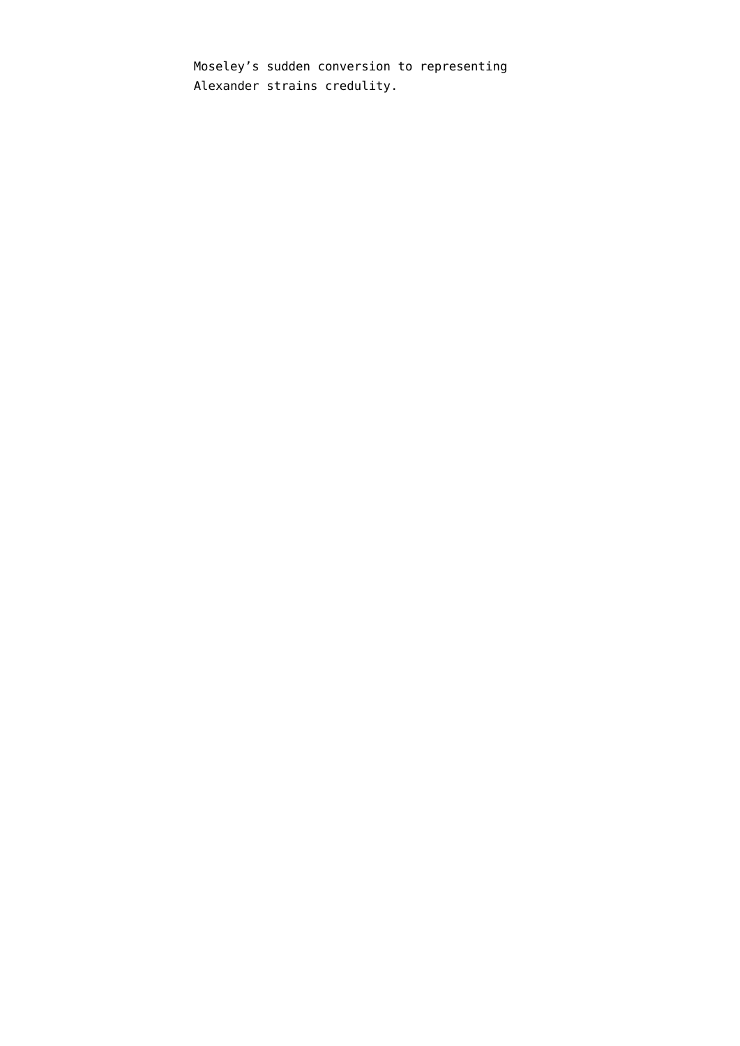Moseley’s sudden conversion to representing Alexander strains credulity.